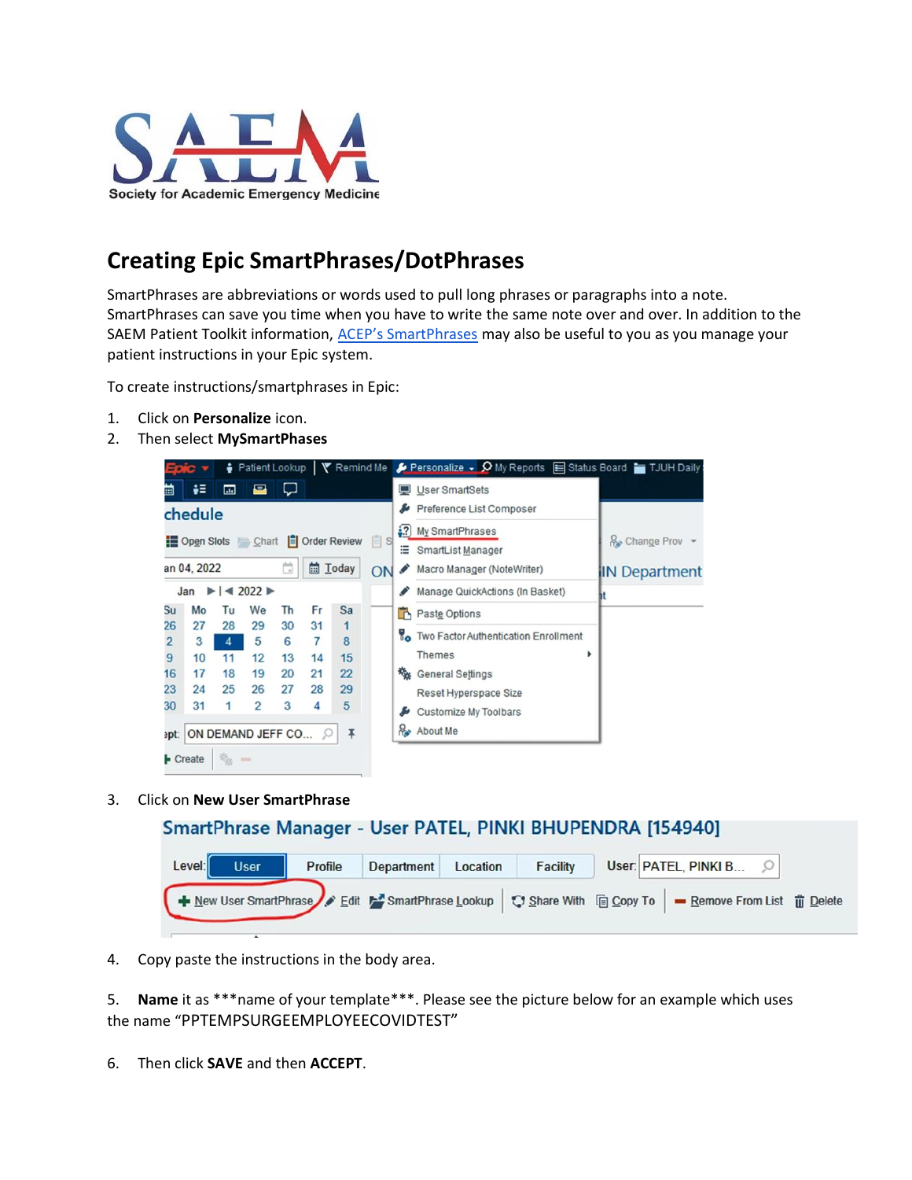# Creating Epic SmartPhrases/DotPhrases

SmartPhrases are abbreviations or words used to pull long phrases or paragraphs into a note. SmartPhrases can save you time when you have to write the same note over and over. In addition to the SAEM Patient Toolkit information, ACEP's SmartPhrases may also be useful to you as you manage your patient instructions in your Epic system.

To create instructions/smartphrases in Epic:

1. Click on **Personalize** icon.
2. Then select **MySmartPhases**
3. Click on **New User SmartPhrase**
4. Copy paste the instructions in the body area.
5. **Name** it as ***name of your template***. Please see the picture below for an example which uses the name "PPTEMPSURGEEMPLOYEECOVIDTEST"
6. Then click **SAVE** and then **ACCEPT**.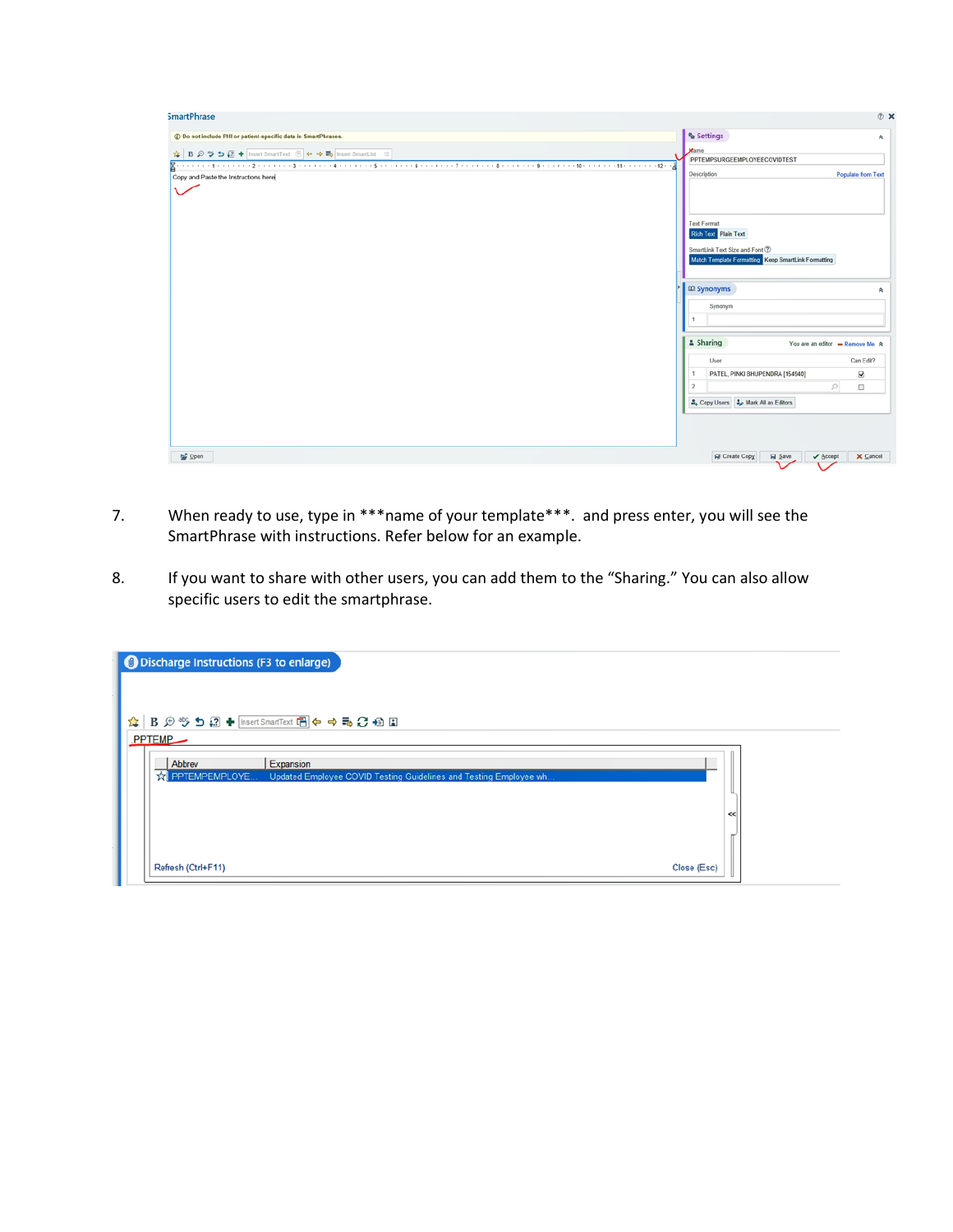7. When ready to use, type in ***name of your template***. and press enter, you will see the SmartPhrase with instructions. Refer below for an example.

8. If you want to share with other users, you can add them to the "Sharing." You can also allow specific users to edit the smartphrase.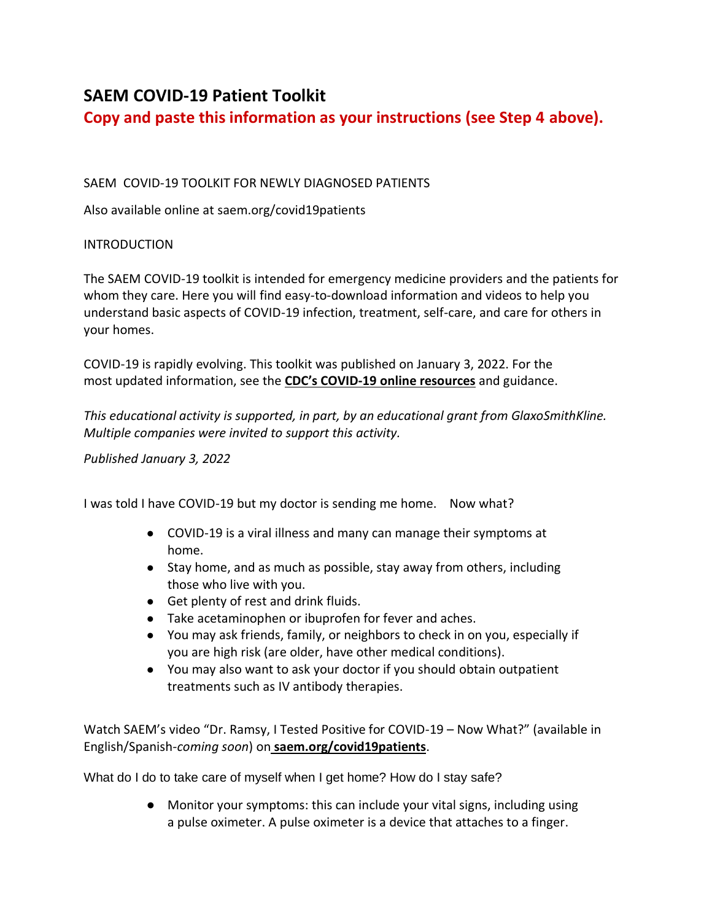# SAEM COVID-19 Patient Toolkit

## Copy and paste this information as your instructions (see Step 4 above).

SAEM COVID-19 TOOLKIT FOR NEWLY DIAGNOSED PATIENTS

Also available online at saem.org/covid19patients

INTRODUCTION

The SAEM COVID-19 toolkit is intended for emergency medicine providers and the patients for whom they care. Here you will find easy-to-download information and videos to help you understand basic aspects of COVID-19 infection, treatment, self-care, and care for others in your homes.

COVID-19 is rapidly evolving. This toolkit was published on January 3, 2022. For the most updated information, see the **CDC's COVID-19 online resources** and guidance.

*This educational activity is supported, in part, by an educational grant from GlaxoSmithKline. Multiple companies were invited to support this activity.*

*Published January 3, 2022*

I was told I have COVID-19 but my doctor is sending me home. Now what?

- COVID-19 is a viral illness and many can manage their symptoms at home.
- Stay home, and as much as possible, stay away from others, including those who live with you.
- Get plenty of rest and drink fluids.
- Take acetaminophen or ibuprofen for fever and aches.
- You may ask friends, family, or neighbors to check in on you, especially if you are high risk (are older, have other medical conditions).
- You may also want to ask your doctor if you should obtain outpatient treatments such as IV antibody therapies.

Watch SAEM's video "Dr. Ramsy, I Tested Positive for COVID-19 – Now What?" (available in English/Spanish-*coming soon*) on **saem.org/covid19patients**.

What do I do to take care of myself when I get home? How do I stay safe?

- Monitor your symptoms: this can include your vital signs, including using a pulse oximeter. A pulse oximeter is a device that attaches to a finger.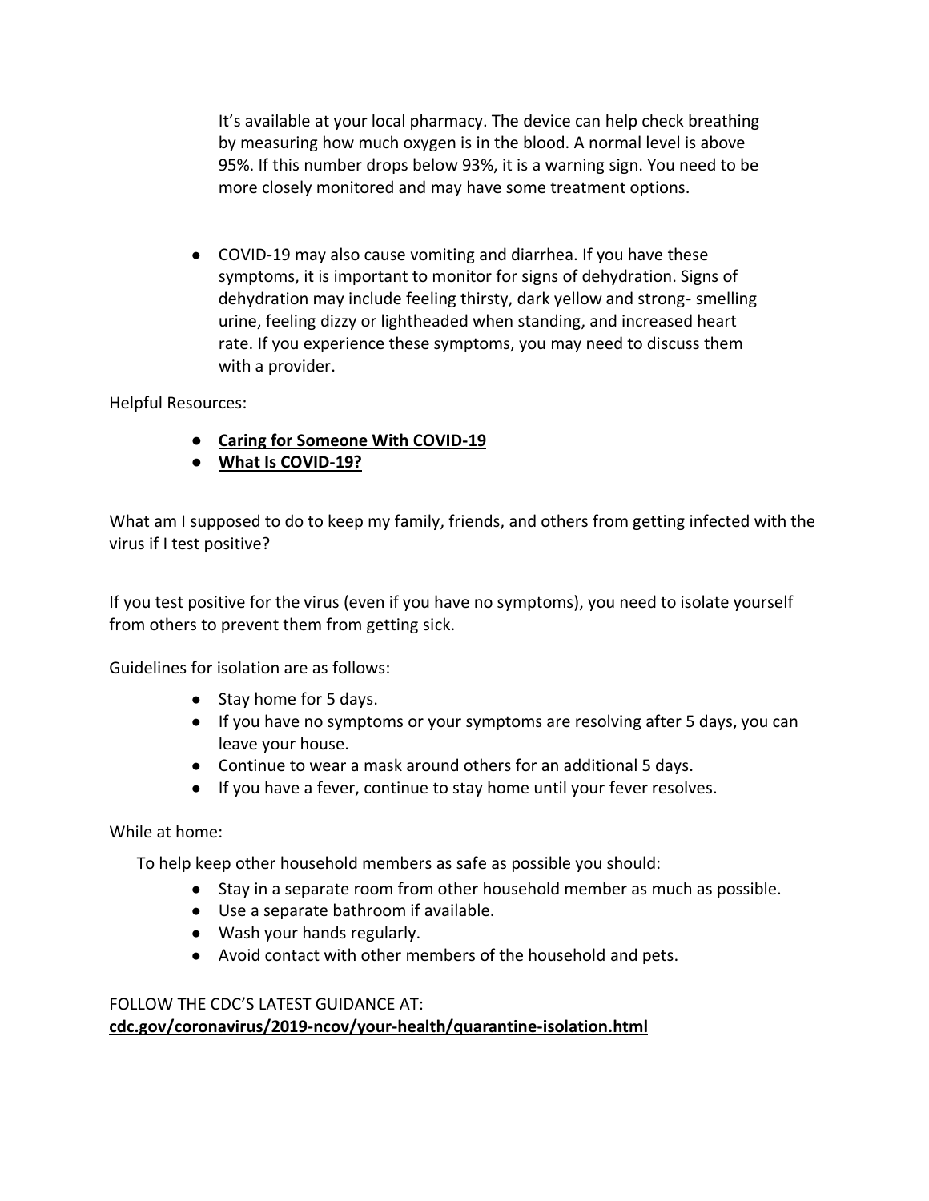It's available at your local pharmacy. The device can help check breathing by measuring how much oxygen is in the blood. A normal level is above 95%. If this number drops below 93%, it is a warning sign. You need to be more closely monitored and may have some treatment options.

- COVID-19 may also cause vomiting and diarrhea. If you have these symptoms, it is important to monitor for signs of dehydration. Signs of dehydration may include feeling thirsty, dark yellow and strong- smelling urine, feeling dizzy or lightheaded when standing, and increased heart rate. If you experience these symptoms, you may need to discuss them with a provider.

Helpful Resources:

- **Caring for Someone With COVID-19**
- **What Is COVID-19?**

What am I supposed to do to keep my family, friends, and others from getting infected with the virus if I test positive?

If you test positive for the virus (even if you have no symptoms), you need to isolate yourself from others to prevent them from getting sick.

Guidelines for isolation are as follows:

- Stay home for 5 days.
- If you have no symptoms or your symptoms are resolving after 5 days, you can leave your house.
- Continue to wear a mask around others for an additional 5 days.
- If you have a fever, continue to stay home until your fever resolves.

While at home:

To help keep other household members as safe as possible you should:

- Stay in a separate room from other household member as much as possible.
- Use a separate bathroom if available.
- Wash your hands regularly.
- Avoid contact with other members of the household and pets.

FOLLOW THE CDC'S LATEST GUIDANCE AT:
**cdc.gov/coronavirus/2019-ncov/your-health/quarantine-isolation.html**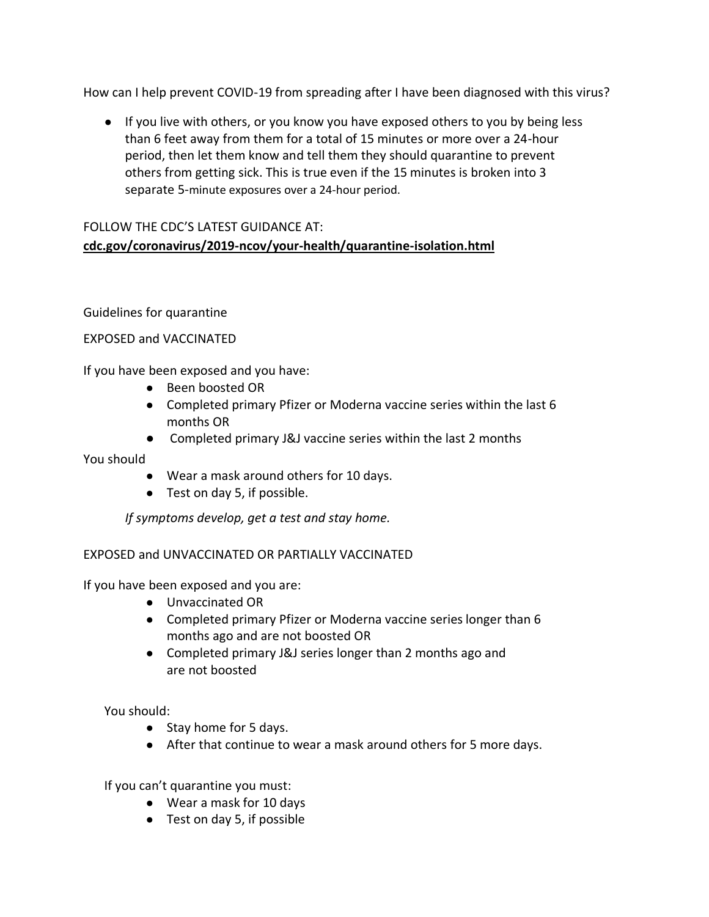How can I help prevent COVID-19 from spreading after I have been diagnosed with this virus?

- If you live with others, or you know you have exposed others to you by being less than 6 feet away from them for a total of 15 minutes or more over a 24-hour period, then let them know and tell them they should quarantine to prevent others from getting sick. This is true even if the 15 minutes is broken into 3 separate 5-minute exposures over a 24-hour period.

FOLLOW THE CDC'S LATEST GUIDANCE AT:
**cdc.gov/coronavirus/2019-ncov/your-health/quarantine-isolation.html**

Guidelines for quarantine

EXPOSED and VACCINATED

If you have been exposed and you have:

- Been boosted OR
- Completed primary Pfizer or Moderna vaccine series within the last 6 months OR
- Completed primary J&J vaccine series within the last 2 months

You should

- Wear a mask around others for 10 days.
- Test on day 5, if possible.

*If symptoms develop, get a test and stay home.*

EXPOSED and UNVACCINATED OR PARTIALLY VACCINATED

If you have been exposed and you are:

- Unvaccinated OR
- Completed primary Pfizer or Moderna vaccine series longer than 6 months ago and are not boosted OR
- Completed primary J&J series longer than 2 months ago and are not boosted

You should:

- Stay home for 5 days.
- After that continue to wear a mask around others for 5 more days.

If you can't quarantine you must:

- Wear a mask for 10 days
- Test on day 5, if possible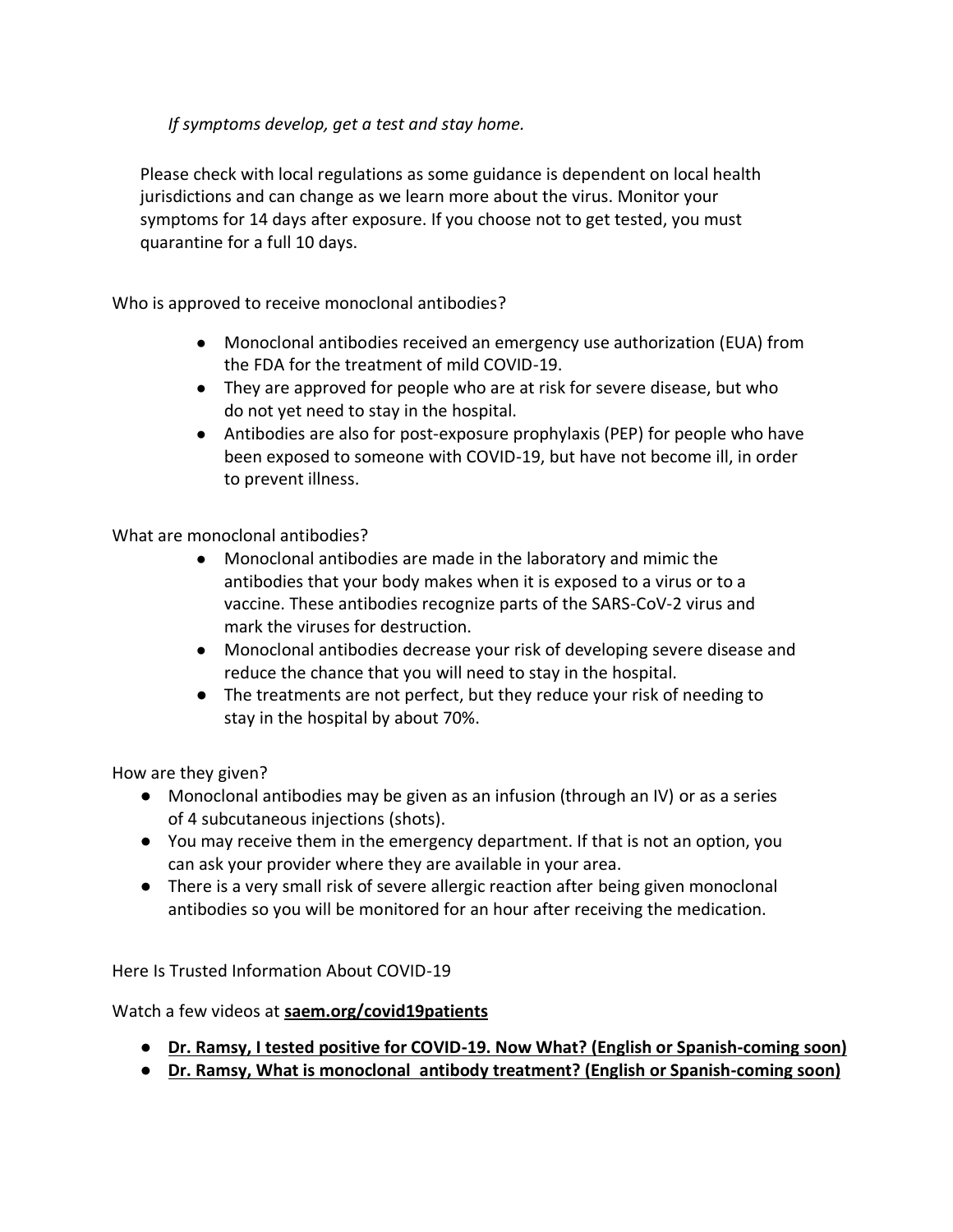*If symptoms develop, get a test and stay home.*

Please check with local regulations as some guidance is dependent on local health jurisdictions and can change as we learn more about the virus. Monitor your symptoms for 14 days after exposure. If you choose not to get tested, you must quarantine for a full 10 days.

Who is approved to receive monoclonal antibodies?

- Monoclonal antibodies received an emergency use authorization (EUA) from the FDA for the treatment of mild COVID-19.
- They are approved for people who are at risk for severe disease, but who do not yet need to stay in the hospital.
- Antibodies are also for post-exposure prophylaxis (PEP) for people who have been exposed to someone with COVID-19, but have not become ill, in order to prevent illness.

What are monoclonal antibodies?

- Monoclonal antibodies are made in the laboratory and mimic the antibodies that your body makes when it is exposed to a virus or to a vaccine. These antibodies recognize parts of the SARS-CoV-2 virus and mark the viruses for destruction.
- Monoclonal antibodies decrease your risk of developing severe disease and reduce the chance that you will need to stay in the hospital.
- The treatments are not perfect, but they reduce your risk of needing to stay in the hospital by about 70%.

How are they given?

- Monoclonal antibodies may be given as an infusion (through an IV) or as a series of 4 subcutaneous injections (shots).
- You may receive them in the emergency department. If that is not an option, you can ask your provider where they are available in your area.
- There is a very small risk of severe allergic reaction after being given monoclonal antibodies so you will be monitored for an hour after receiving the medication.

Here Is Trusted Information About COVID-19

Watch a few videos at **saem.org/covid19patients**

- **Dr. Ramsy, I tested positive for COVID-19. Now What? (English or Spanish-coming soon)**
- **Dr. Ramsy, What is monoclonal antibody treatment? (English or Spanish-coming soon)**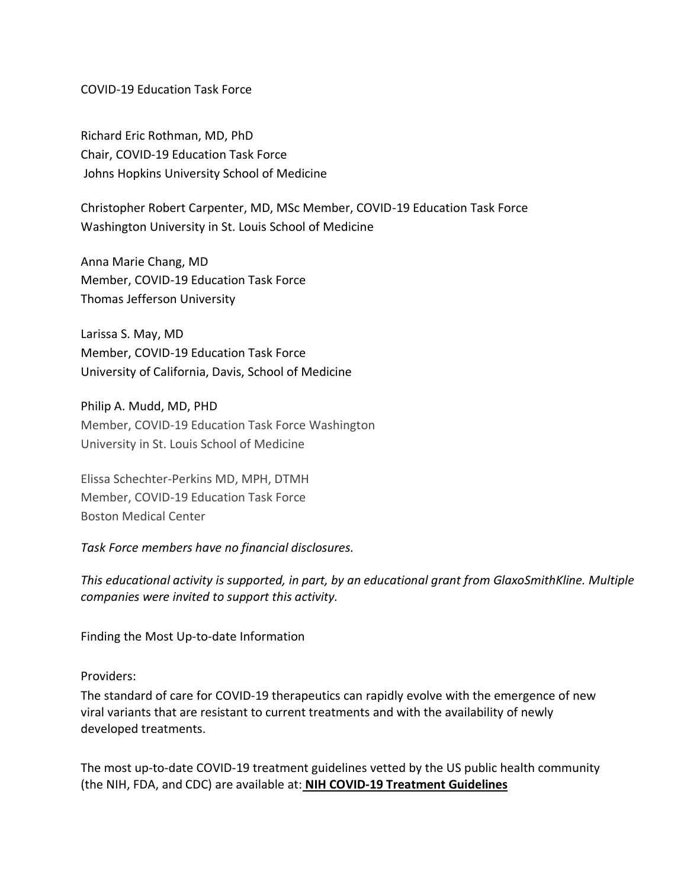COVID-19 Education Task Force

Richard Eric Rothman, MD, PhD
Chair, COVID-19 Education Task Force
Johns Hopkins University School of Medicine

Christopher Robert Carpenter, MD, MSc Member, COVID-19 Education Task Force
Washington University in St. Louis School of Medicine

Anna Marie Chang, MD
Member, COVID-19 Education Task Force
Thomas Jefferson University

Larissa S. May, MD
Member, COVID-19 Education Task Force
University of California, Davis, School of Medicine

Philip A. Mudd, MD, PHD
Member, COVID-19 Education Task Force Washington
University in St. Louis School of Medicine

Elissa Schechter-Perkins MD, MPH, DTMH
Member, COVID-19 Education Task Force
Boston Medical Center

*Task Force members have no financial disclosures.*

*This educational activity is supported, in part, by an educational grant from GlaxoSmithKline. Multiple companies were invited to support this activity.*

Finding the Most Up-to-date Information

Providers:

The standard of care for COVID-19 therapeutics can rapidly evolve with the emergence of new viral variants that are resistant to current treatments and with the availability of newly developed treatments.

The most up-to-date COVID-19 treatment guidelines vetted by the US public health community (the NIH, FDA, and CDC) are available at: **NIH COVID-19 Treatment Guidelines**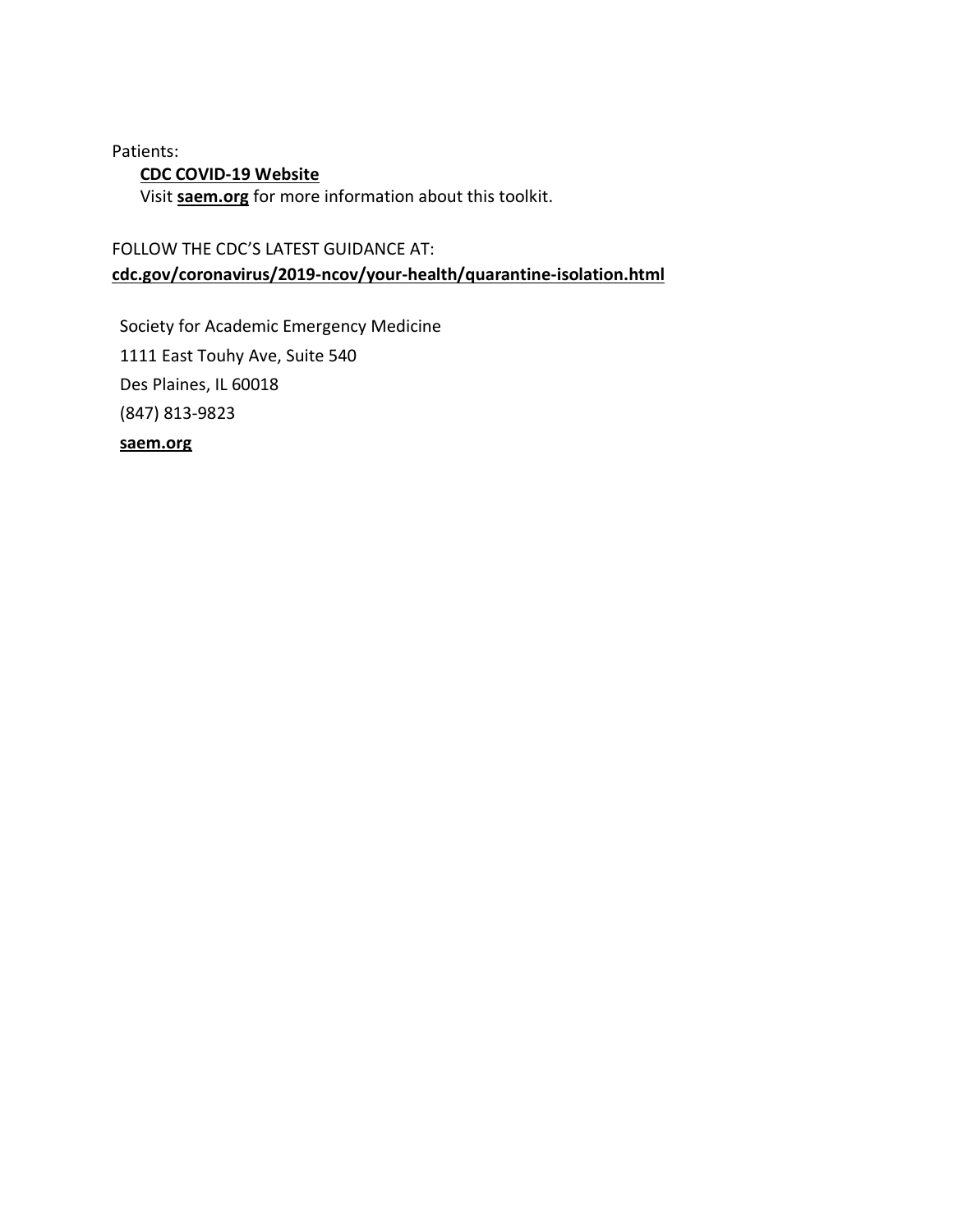Patients:

- **CDC COVID-19 Website**
- Visit **saem.org** for more information about this toolkit.

FOLLOW THE CDC'S LATEST GUIDANCE AT:
**cdc.gov/coronavirus/2019-ncov/your-health/quarantine-isolation.html**

Society for Academic Emergency Medicine
1111 East Touhy Ave, Suite 540
Des Plaines, IL 60018
(847) 813-9823
**saem.org**